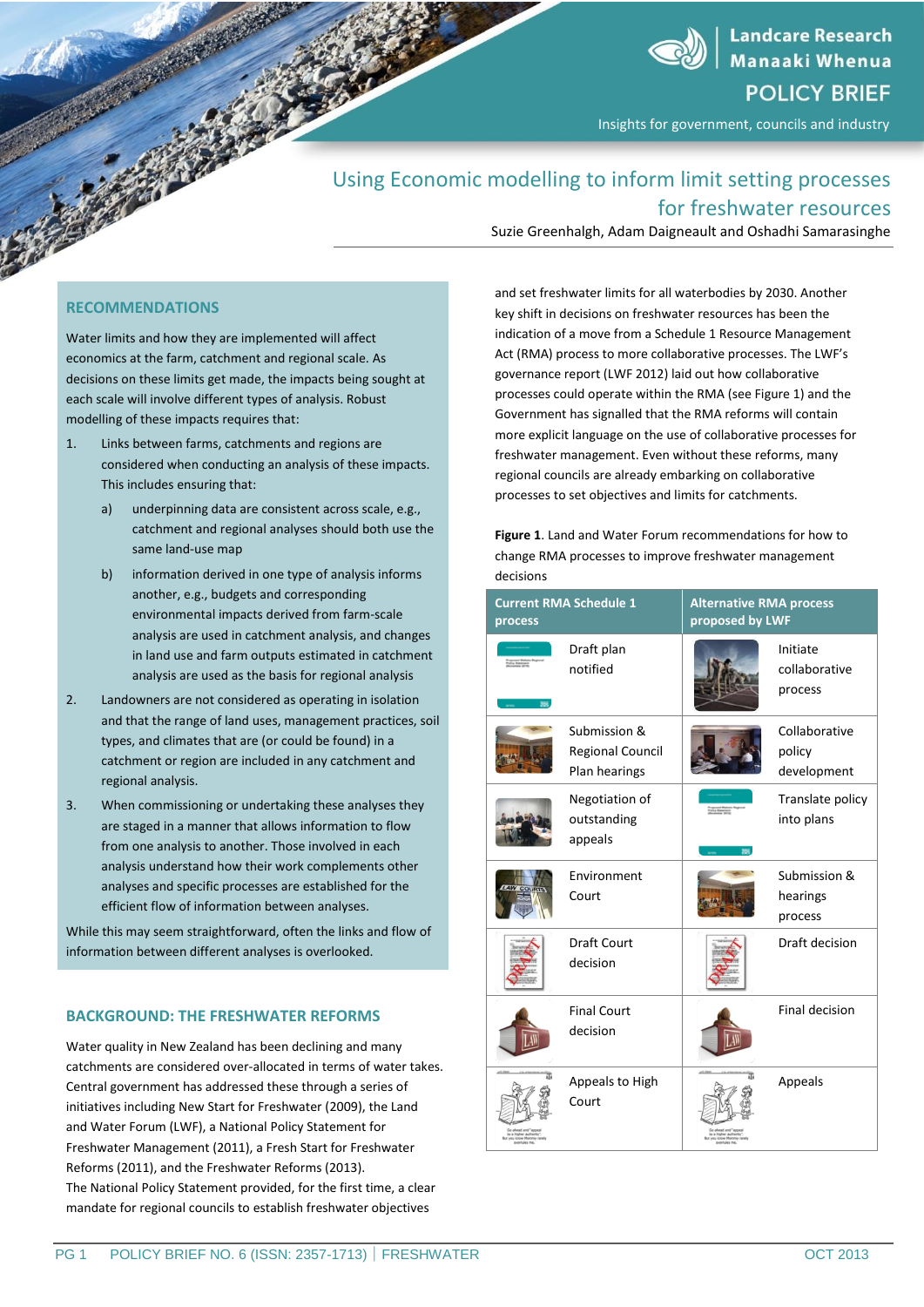Landcare Research
Manaaki Whenua
POLICY BRIEF
Insights for government, councils and industry

# Using Economic modelling to inform limit setting processes for freshwater resources

Suzie Greenhalgh, Adam Daigneault and Oshadhi Samarasinghe

## RECOMMENDATIONS

Water limits and how they are implemented will affect economics at the farm, catchment and regional scale. As decisions on these limits get made, the impacts being sought at each scale will involve different types of analysis. Robust modelling of these impacts requires that:

1. Links between farms, catchments and regions are considered when conducting an analysis of these impacts. This includes ensuring that:
   a) underpinning data are consistent across scale, e.g., catchment and regional analyses should both use the same land-use map
   b) information derived in one type of analysis informs another, e.g., budgets and corresponding environmental impacts derived from farm-scale analysis are used in catchment analysis, and changes in land use and farm outputs estimated in catchment analysis are used as the basis for regional analysis
2. Landowners are not considered as operating in isolation and that the range of land uses, management practices, soil types, and climates that are (or could be found) in a catchment or region are included in any catchment and regional analysis.
3. When commissioning or undertaking these analyses they are staged in a manner that allows information to flow from one analysis to another. Those involved in each analysis understand how their work complements other analyses and specific processes are established for the efficient flow of information between analyses.

While this may seem straightforward, often the links and flow of information between different analyses is overlooked.

## BACKGROUND: THE FRESHWATER REFORMS

Water quality in New Zealand has been declining and many catchments are considered over-allocated in terms of water takes. Central government has addressed these through a series of initiatives including New Start for Freshwater (2009), the Land and Water Forum (LWF), a National Policy Statement for Freshwater Management (2011), a Fresh Start for Freshwater Reforms (2011), and the Freshwater Reforms (2013).
The National Policy Statement provided, for the first time, a clear mandate for regional councils to establish freshwater objectives and set freshwater limits for all waterbodies by 2030. Another key shift in decisions on freshwater resources has been the indication of a move from a Schedule 1 Resource Management Act (RMA) process to more collaborative processes. The LWF's governance report (LWF 2012) laid out how collaborative processes could operate within the RMA (see Figure 1) and the Government has signalled that the RMA reforms will contain more explicit language on the use of collaborative processes for freshwater management. Even without these reforms, many regional councils are already embarking on collaborative processes to set objectives and limits for catchments.

**Figure 1**. Land and Water Forum recommendations for how to change RMA processes to improve freshwater management decisions

| Current RMA Schedule 1 process | Alternative RMA process proposed by LWF |
|---|---|
| Draft plan notified | Initiate collaborative process |
| Submission & Regional Council Plan hearings | Collaborative policy development |
| Negotiation of outstanding appeals | Translate policy into plans |
| Environment Court | Submission & hearings process |
| Draft Court decision | Draft decision |
| Final Court decision | Final decision |
| Appeals to High Court | Appeals |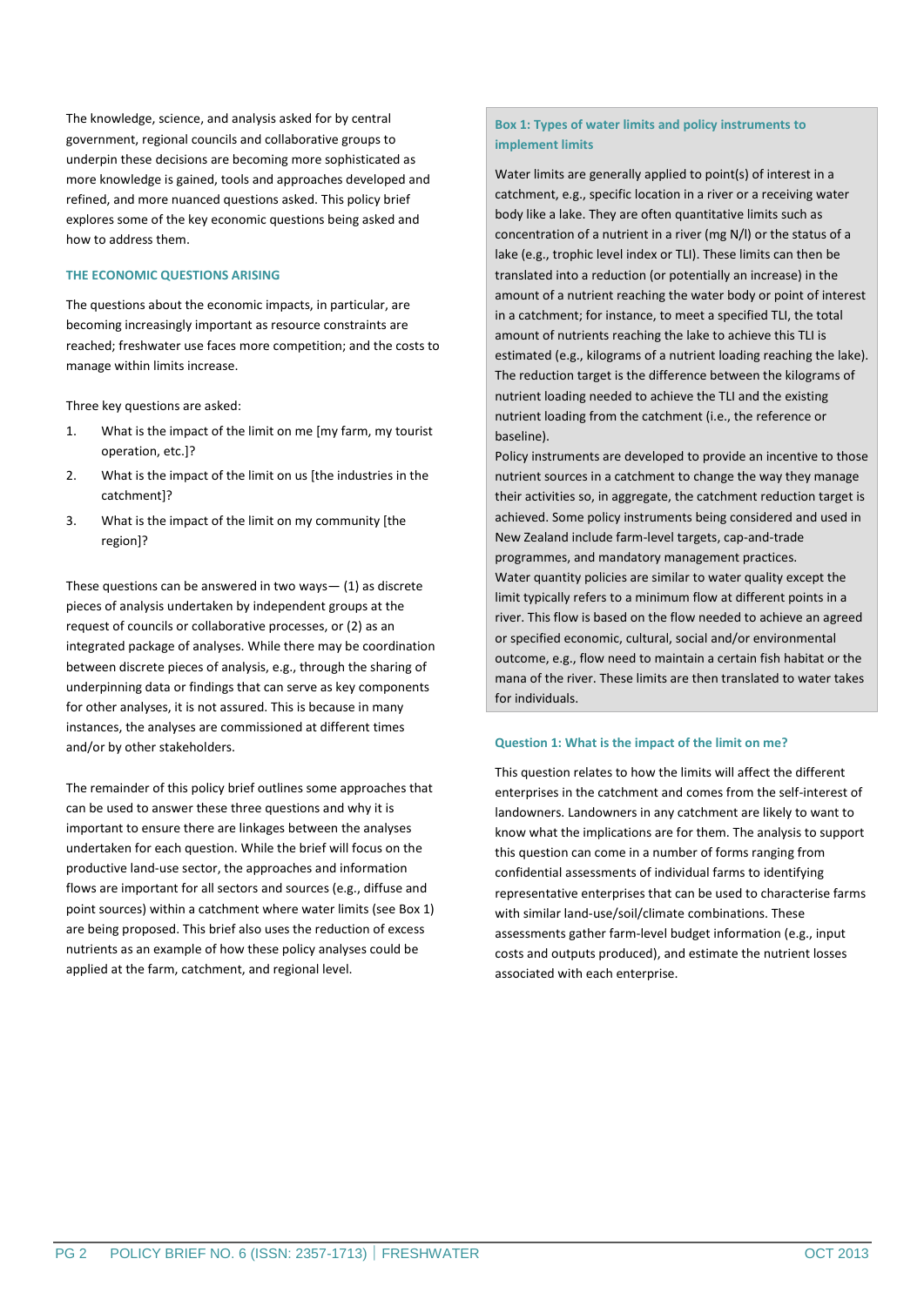The knowledge, science, and analysis asked for by central government, regional councils and collaborative groups to underpin these decisions are becoming more sophisticated as more knowledge is gained, tools and approaches developed and refined, and more nuanced questions asked. This policy brief explores some of the key economic questions being asked and how to address them.

### THE ECONOMIC QUESTIONS ARISING

The questions about the economic impacts, in particular, are becoming increasingly important as resource constraints are reached; freshwater use faces more competition; and the costs to manage within limits increase.

Three key questions are asked:

1. What is the impact of the limit on me [my farm, my tourist operation, etc.]?
2. What is the impact of the limit on us [the industries in the catchment]?
3. What is the impact of the limit on my community [the region]?

These questions can be answered in two ways— (1) as discrete pieces of analysis undertaken by independent groups at the request of councils or collaborative processes, or (2) as an integrated package of analyses. While there may be coordination between discrete pieces of analysis, e.g., through the sharing of underpinning data or findings that can serve as key components for other analyses, it is not assured. This is because in many instances, the analyses are commissioned at different times and/or by other stakeholders.

The remainder of this policy brief outlines some approaches that can be used to answer these three questions and why it is important to ensure there are linkages between the analyses undertaken for each question. While the brief will focus on the productive land-use sector, the approaches and information flows are important for all sectors and sources (e.g., diffuse and point sources) within a catchment where water limits (see Box 1) are being proposed. This brief also uses the reduction of excess nutrients as an example of how these policy analyses could be applied at the farm, catchment, and regional level.

> **Box 1: Types of water limits and policy instruments to implement limits**
>
> Water limits are generally applied to point(s) of interest in a catchment, e.g., specific location in a river or a receiving water body like a lake. They are often quantitative limits such as concentration of a nutrient in a river (mg N/l) or the status of a lake (e.g., trophic level index or TLI). These limits can then be translated into a reduction (or potentially an increase) in the amount of a nutrient reaching the water body or point of interest in a catchment; for instance, to meet a specified TLI, the total amount of nutrients reaching the lake to achieve this TLI is estimated (e.g., kilograms of a nutrient loading reaching the lake). The reduction target is the difference between the kilograms of nutrient loading needed to achieve the TLI and the existing nutrient loading from the catchment (i.e., the reference or baseline).
>
> Policy instruments are developed to provide an incentive to those nutrient sources in a catchment to change the way they manage their activities so, in aggregate, the catchment reduction target is achieved. Some policy instruments being considered and used in New Zealand include farm-level targets, cap-and-trade programmes, and mandatory management practices.
>
> Water quantity policies are similar to water quality except the limit typically refers to a minimum flow at different points in a river. This flow is based on the flow needed to achieve an agreed or specified economic, cultural, social and/or environmental outcome, e.g., flow need to maintain a certain fish habitat or the mana of the river. These limits are then translated to water takes for individuals.

#### Question 1: What is the impact of the limit on me?

This question relates to how the limits will affect the different enterprises in the catchment and comes from the self-interest of landowners. Landowners in any catchment are likely to want to know what the implications are for them. The analysis to support this question can come in a number of forms ranging from confidential assessments of individual farms to identifying representative enterprises that can be used to characterise farms with similar land-use/soil/climate combinations. These assessments gather farm-level budget information (e.g., input costs and outputs produced), and estimate the nutrient losses associated with each enterprise.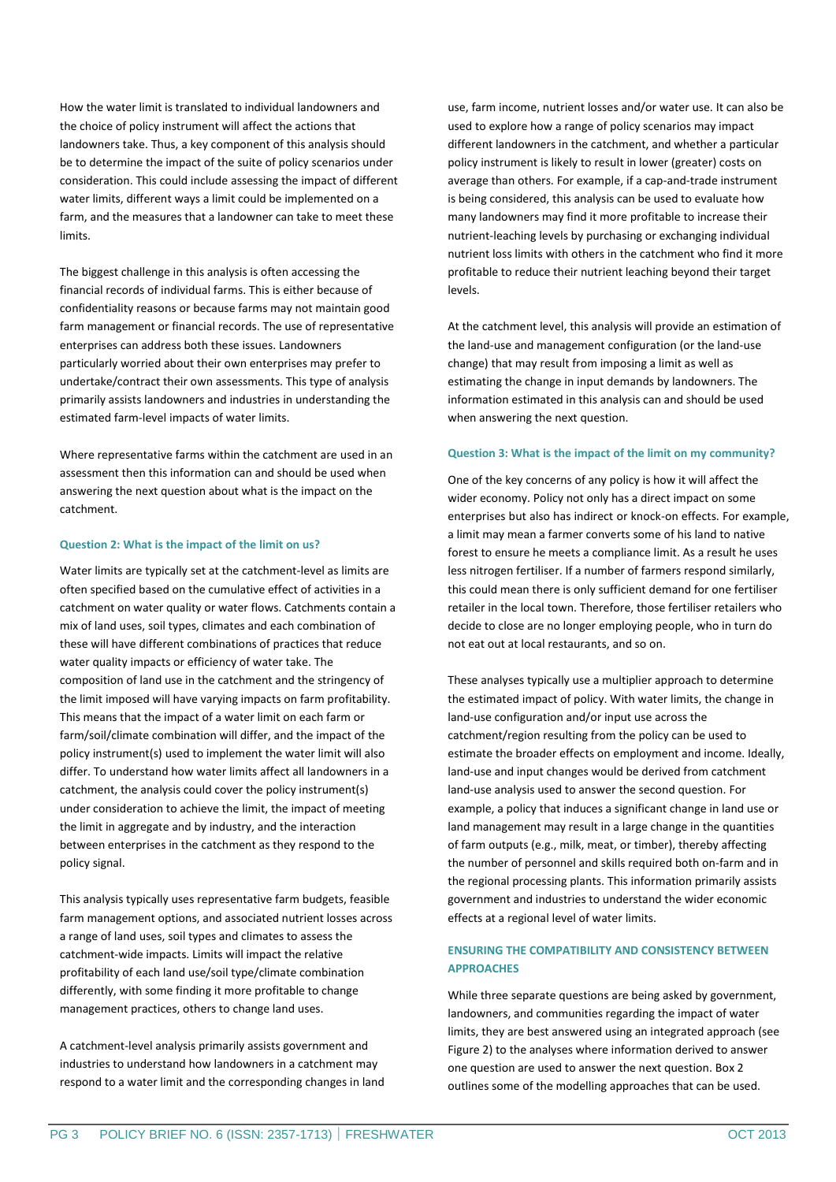How the water limit is translated to individual landowners and the choice of policy instrument will affect the actions that landowners take. Thus, a key component of this analysis should be to determine the impact of the suite of policy scenarios under consideration. This could include assessing the impact of different water limits, different ways a limit could be implemented on a farm, and the measures that a landowner can take to meet these limits.

The biggest challenge in this analysis is often accessing the financial records of individual farms. This is either because of confidentiality reasons or because farms may not maintain good farm management or financial records. The use of representative enterprises can address both these issues. Landowners particularly worried about their own enterprises may prefer to undertake/contract their own assessments. This type of analysis primarily assists landowners and industries in understanding the estimated farm-level impacts of water limits.

Where representative farms within the catchment are used in an assessment then this information can and should be used when answering the next question about what is the impact on the catchment.

#### Question 2: What is the impact of the limit on us?

Water limits are typically set at the catchment-level as limits are often specified based on the cumulative effect of activities in a catchment on water quality or water flows. Catchments contain a mix of land uses, soil types, climates and each combination of these will have different combinations of practices that reduce water quality impacts or efficiency of water take. The composition of land use in the catchment and the stringency of the limit imposed will have varying impacts on farm profitability. This means that the impact of a water limit on each farm or farm/soil/climate combination will differ, and the impact of the policy instrument(s) used to implement the water limit will also differ. To understand how water limits affect all landowners in a catchment, the analysis could cover the policy instrument(s) under consideration to achieve the limit, the impact of meeting the limit in aggregate and by industry, and the interaction between enterprises in the catchment as they respond to the policy signal.

This analysis typically uses representative farm budgets, feasible farm management options, and associated nutrient losses across a range of land uses, soil types and climates to assess the catchment-wide impacts. Limits will impact the relative profitability of each land use/soil type/climate combination differently, with some finding it more profitable to change management practices, others to change land uses.

A catchment-level analysis primarily assists government and industries to understand how landowners in a catchment may respond to a water limit and the corresponding changes in land use, farm income, nutrient losses and/or water use. It can also be used to explore how a range of policy scenarios may impact different landowners in the catchment, and whether a particular policy instrument is likely to result in lower (greater) costs on average than others. For example, if a cap-and-trade instrument is being considered, this analysis can be used to evaluate how many landowners may find it more profitable to increase their nutrient-leaching levels by purchasing or exchanging individual nutrient loss limits with others in the catchment who find it more profitable to reduce their nutrient leaching beyond their target levels.

At the catchment level, this analysis will provide an estimation of the land-use and management configuration (or the land-use change) that may result from imposing a limit as well as estimating the change in input demands by landowners. The information estimated in this analysis can and should be used when answering the next question.

#### Question 3: What is the impact of the limit on my community?

One of the key concerns of any policy is how it will affect the wider economy. Policy not only has a direct impact on some enterprises but also has indirect or knock-on effects. For example, a limit may mean a farmer converts some of his land to native forest to ensure he meets a compliance limit. As a result he uses less nitrogen fertiliser. If a number of farmers respond similarly, this could mean there is only sufficient demand for one fertiliser retailer in the local town. Therefore, those fertiliser retailers who decide to close are no longer employing people, who in turn do not eat out at local restaurants, and so on.

These analyses typically use a multiplier approach to determine the estimated impact of policy. With water limits, the change in land-use configuration and/or input use across the catchment/region resulting from the policy can be used to estimate the broader effects on employment and income. Ideally, land-use and input changes would be derived from catchment land-use analysis used to answer the second question. For example, a policy that induces a significant change in land use or land management may result in a large change in the quantities of farm outputs (e.g., milk, meat, or timber), thereby affecting the number of personnel and skills required both on-farm and in the regional processing plants. This information primarily assists government and industries to understand the wider economic effects at a regional level of water limits.

### ENSURING THE COMPATIBILITY AND CONSISTENCY BETWEEN APPROACHES

While three separate questions are being asked by government, landowners, and communities regarding the impact of water limits, they are best answered using an integrated approach (see Figure 2) to the analyses where information derived to answer one question are used to answer the next question. Box 2 outlines some of the modelling approaches that can be used.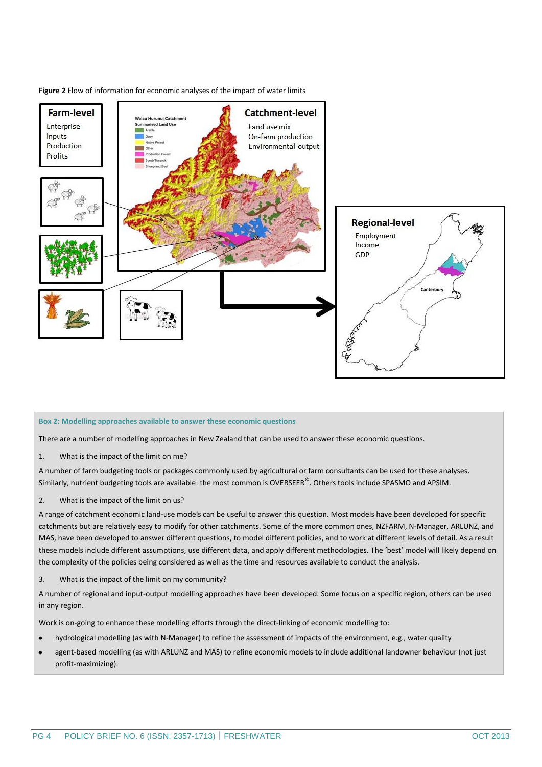**Figure 2** Flow of information for economic analyses of the impact of water limits

**Farm-level**
Enterprise
Inputs
Production
Profits

**Catchment-level**
Land use mix
On-farm production
Environmental output

**Regional-level**
Employment
Income
GDP

### Box 2: Modelling approaches available to answer these economic questions

There are a number of modelling approaches in New Zealand that can be used to answer these economic questions.

1. What is the impact of the limit on me?

A number of farm budgeting tools or packages commonly used by agricultural or farm consultants can be used for these analyses. Similarly, nutrient budgeting tools are available: the most common is OVERSEER©. Others tools include SPASMO and APSIM.

2. What is the impact of the limit on us?

A range of catchment economic land-use models can be useful to answer this question. Most models have been developed for specific catchments but are relatively easy to modify for other catchments. Some of the more common ones, NZFARM, N-Manager, ARLUNZ, and MAS, have been developed to answer different questions, to model different policies, and to work at different levels of detail. As a result these models include different assumptions, use different data, and apply different methodologies. The 'best' model will likely depend on the complexity of the policies being considered as well as the time and resources available to conduct the analysis.

3. What is the impact of the limit on my community?

A number of regional and input-output modelling approaches have been developed. Some focus on a specific region, others can be used in any region.

Work is on-going to enhance these modelling efforts through the direct-linking of economic modelling to:

- hydrological modelling (as with N-Manager) to refine the assessment of impacts of the environment, e.g., water quality
- agent-based modelling (as with ARLUNZ and MAS) to refine economic models to include additional landowner behaviour (not just profit-maximizing).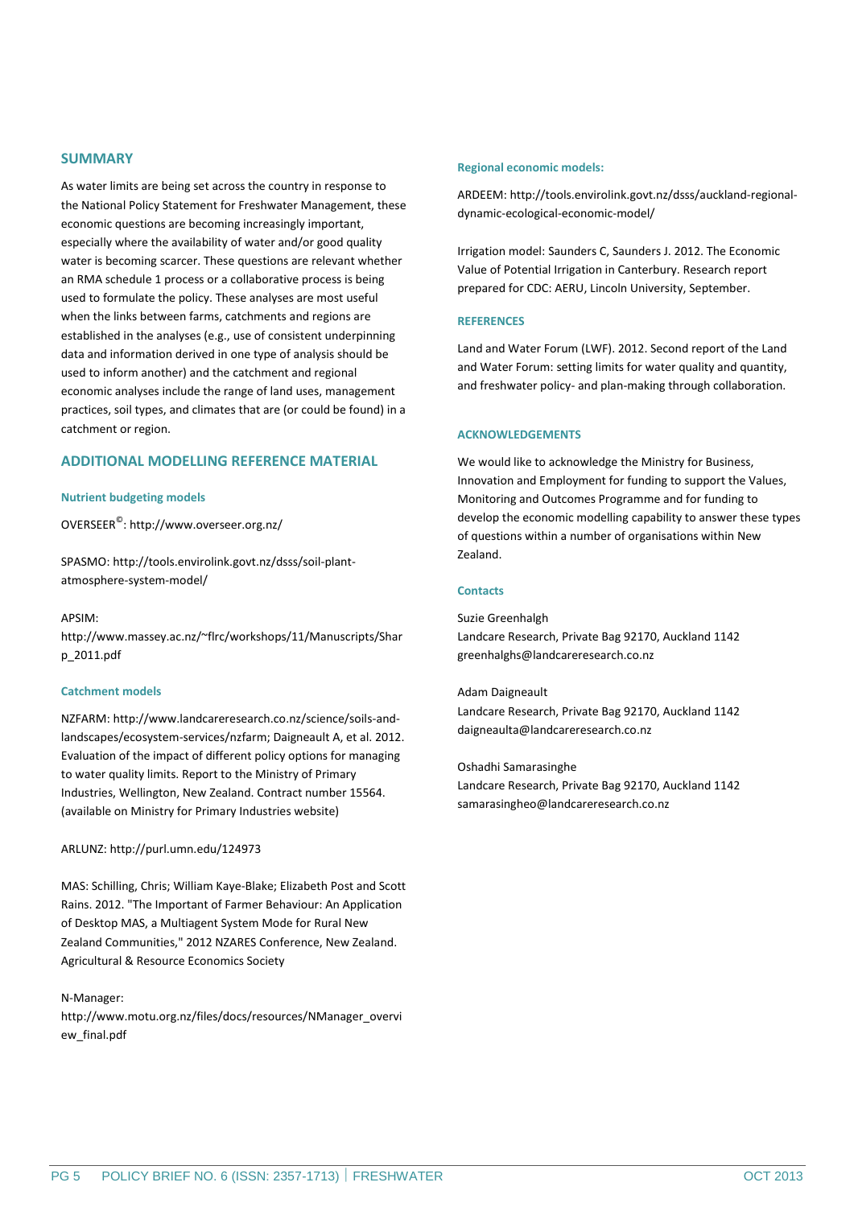## SUMMARY

As water limits are being set across the country in response to the National Policy Statement for Freshwater Management, these economic questions are becoming increasingly important, especially where the availability of water and/or good quality water is becoming scarcer. These questions are relevant whether an RMA schedule 1 process or a collaborative process is being used to formulate the policy. These analyses are most useful when the links between farms, catchments and regions are established in the analyses (e.g., use of consistent underpinning data and information derived in one type of analysis should be used to inform another) and the catchment and regional economic analyses include the range of land uses, management practices, soil types, and climates that are (or could be found) in a catchment or region.

## ADDITIONAL MODELLING REFERENCE MATERIAL

### Nutrient budgeting models

OVERSEER©: http://www.overseer.org.nz/

SPASMO: http://tools.envirolink.govt.nz/dsss/soil-plant-atmosphere-system-model/

APSIM: http://www.massey.ac.nz/~flrc/workshops/11/Manuscripts/Sharp_2011.pdf

### Catchment models

NZFARM: http://www.landcareresearch.co.nz/science/soils-and-landscapes/ecosystem-services/nzfarm; Daigneault A, et al. 2012. Evaluation of the impact of different policy options for managing to water quality limits. Report to the Ministry of Primary Industries, Wellington, New Zealand. Contract number 15564. (available on Ministry for Primary Industries website)

ARLUNZ: http://purl.umn.edu/124973

MAS: Schilling, Chris; William Kaye-Blake; Elizabeth Post and Scott Rains. 2012. "The Important of Farmer Behaviour: An Application of Desktop MAS, a Multiagent System Mode for Rural New Zealand Communities," 2012 NZARES Conference, New Zealand. Agricultural & Resource Economics Society

N-Manager: http://www.motu.org.nz/files/docs/resources/NManager_overview_final.pdf

### Regional economic models:

ARDEEM: http://tools.envirolink.govt.nz/dsss/auckland-regional-dynamic-ecological-economic-model/

Irrigation model: Saunders C, Saunders J. 2012. The Economic Value of Potential Irrigation in Canterbury. Research report prepared for CDC: AERU, Lincoln University, September.

## REFERENCES

Land and Water Forum (LWF). 2012. Second report of the Land and Water Forum: setting limits for water quality and quantity, and freshwater policy- and plan-making through collaboration.

## ACKNOWLEDGEMENTS

We would like to acknowledge the Ministry for Business, Innovation and Employment for funding to support the Values, Monitoring and Outcomes Programme and for funding to develop the economic modelling capability to answer these types of questions within a number of organisations within New Zealand.

### Contacts

Suzie Greenhalgh
Landcare Research, Private Bag 92170, Auckland 1142
greenhalghs@landcareresearch.co.nz

Adam Daigneault
Landcare Research, Private Bag 92170, Auckland 1142
daigneaulta@landcareresearch.co.nz

Oshadhi Samarasinghe
Landcare Research, Private Bag 92170, Auckland 1142
samarasingheo@landcareresearch.co.nz